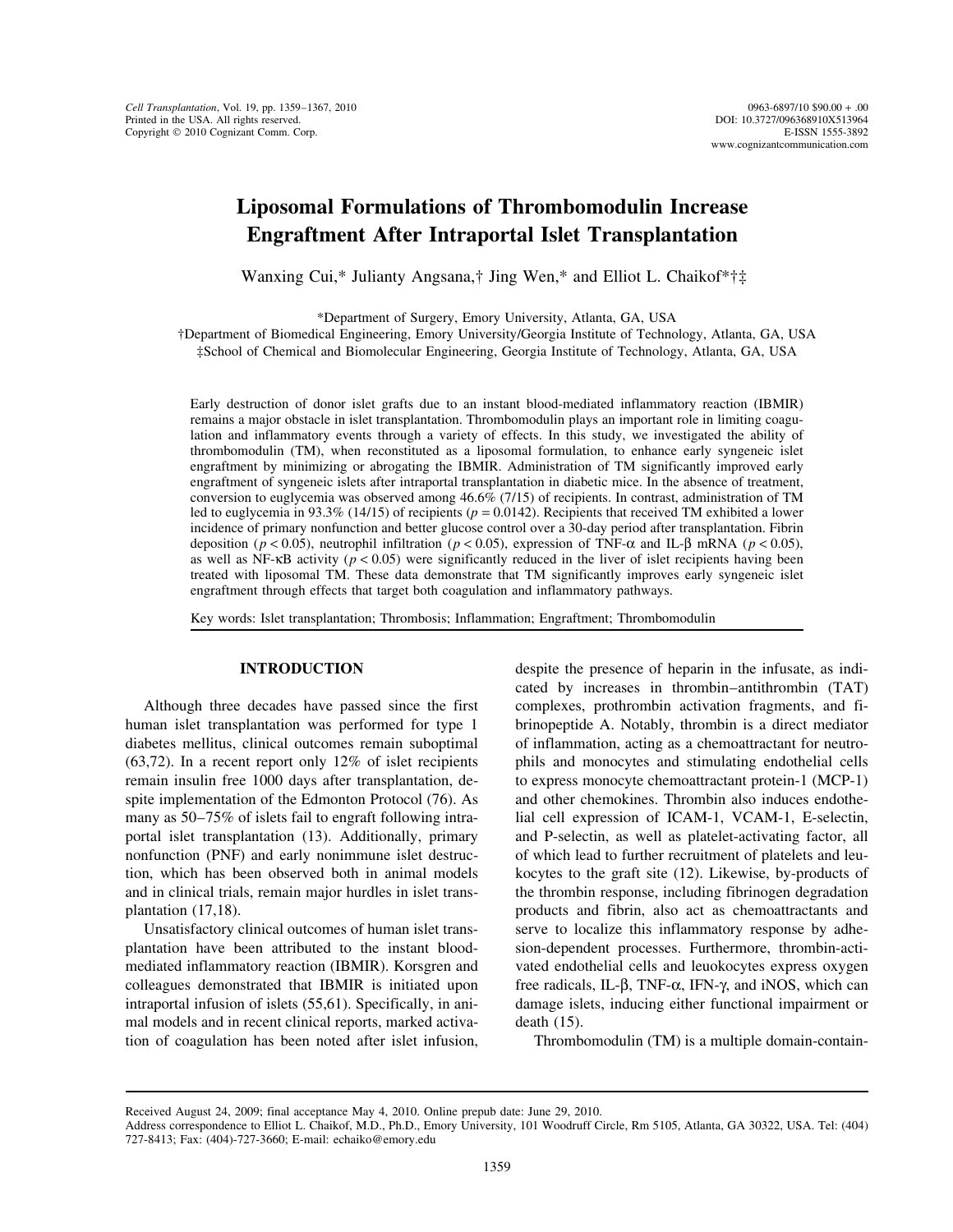# Liposomal Formulations of Thrombomodulin Increase Engraftment After Intraportal Islet Transplantation

Wanxing Cui,* Julianty Angsana,† Jing Wen,* and Elliot L. Chaikof*†‡

*Department of Surgery, Emory University, Atlanta, GA, USA

†Department of Biomedical Engineering, Emory University/Georgia Institute of Technology, Atlanta, GA, USA

‡School of Chemical and Biomolecular Engineering, Georgia Institute of Technology, Atlanta, GA, USA

Early destruction of donor islet grafts due to an instant blood-mediated inflammatory reaction (IBMIR) remains a major obstacle in islet transplantation. Thrombomodulin plays an important role in limiting coagulation and inflammatory events through a variety of effects. In this study, we investigated the ability of thrombomodulin (TM), when reconstituted as a liposomal formulation, to enhance early syngeneic islet engraftment by minimizing or abrogating the IBMIR. Administration of TM significantly improved early engraftment of syngeneic islets after intraportal transplantation in diabetic mice. In the absence of treatment, conversion to euglycemia was observed among 46.6% (7/15) of recipients. In contrast, administration of TM led to euglycemia in 93.3% (14/15) of recipients ($p = 0.0142$). Recipients that received TM exhibited a lower incidence of primary nonfunction and better glucose control over a 30-day period after transplantation. Fibrin deposition ($p < 0.05$), neutrophil infiltration ($p < 0.05$), expression of TNF-α and IL-β mRNA ($p < 0.05$), as well as NF-κB activity ($p < 0.05$) were significantly reduced in the liver of islet recipients having been treated with liposomal TM. These data demonstrate that TM significantly improves early syngeneic islet engraftment through effects that target both coagulation and inflammatory pathways.

Key words: Islet transplantation; Thrombosis; Inflammation; Engraftment; Thrombomodulin

## INTRODUCTION

Although three decades have passed since the first human islet transplantation was performed for type 1 diabetes mellitus, clinical outcomes remain suboptimal (63,72). In a recent report only 12% of islet recipients remain insulin free 1000 days after transplantation, despite implementation of the Edmonton Protocol (76). As many as 50–75% of islets fail to engraft following intraportal islet transplantation (13). Additionally, primary nonfunction (PNF) and early nonimmune islet destruction, which has been observed both in animal models and in clinical trials, remain major hurdles in islet transplantation (17,18).

Unsatisfactory clinical outcomes of human islet transplantation have been attributed to the instant blood-mediated inflammatory reaction (IBMIR). Korsgren and colleagues demonstrated that IBMIR is initiated upon intraportal infusion of islets (55,61). Specifically, in animal models and in recent clinical reports, marked activation of coagulation has been noted after islet infusion, despite the presence of heparin in the infusate, as indicated by increases in thrombin–antithrombin (TAT) complexes, prothrombin activation fragments, and fibrinopeptide A. Notably, thrombin is a direct mediator of inflammation, acting as a chemoattractant for neutrophils and monocytes and stimulating endothelial cells to express monocyte chemoattractant protein-1 (MCP-1) and other chemokines. Thrombin also induces endothelial cell expression of ICAM-1, VCAM-1, E-selectin, and P-selectin, as well as platelet-activating factor, all of which lead to further recruitment of platelets and leukocytes to the graft site (12). Likewise, by-products of the thrombin response, including fibrinogen degradation products and fibrin, also act as chemoattractants and serve to localize this inflammatory response by adhesion-dependent processes. Furthermore, thrombin-activated endothelial cells and leuokocytes express oxygen free radicals, IL-β, TNF-α, IFN-γ, and iNOS, which can damage islets, inducing either functional impairment or death (15).

Thrombomodulin (TM) is a multiple domain-contain-

Received August 24, 2009; final acceptance May 4, 2010. Online prepub date: June 29, 2010.

Address correspondence to Elliot L. Chaikof, M.D., Ph.D., Emory University, 101 Woodruff Circle, Rm 5105, Atlanta, GA 30322, USA. Tel: (404) 727-8413; Fax: (404)-727-3660; E-mail: echaiko@emory.edu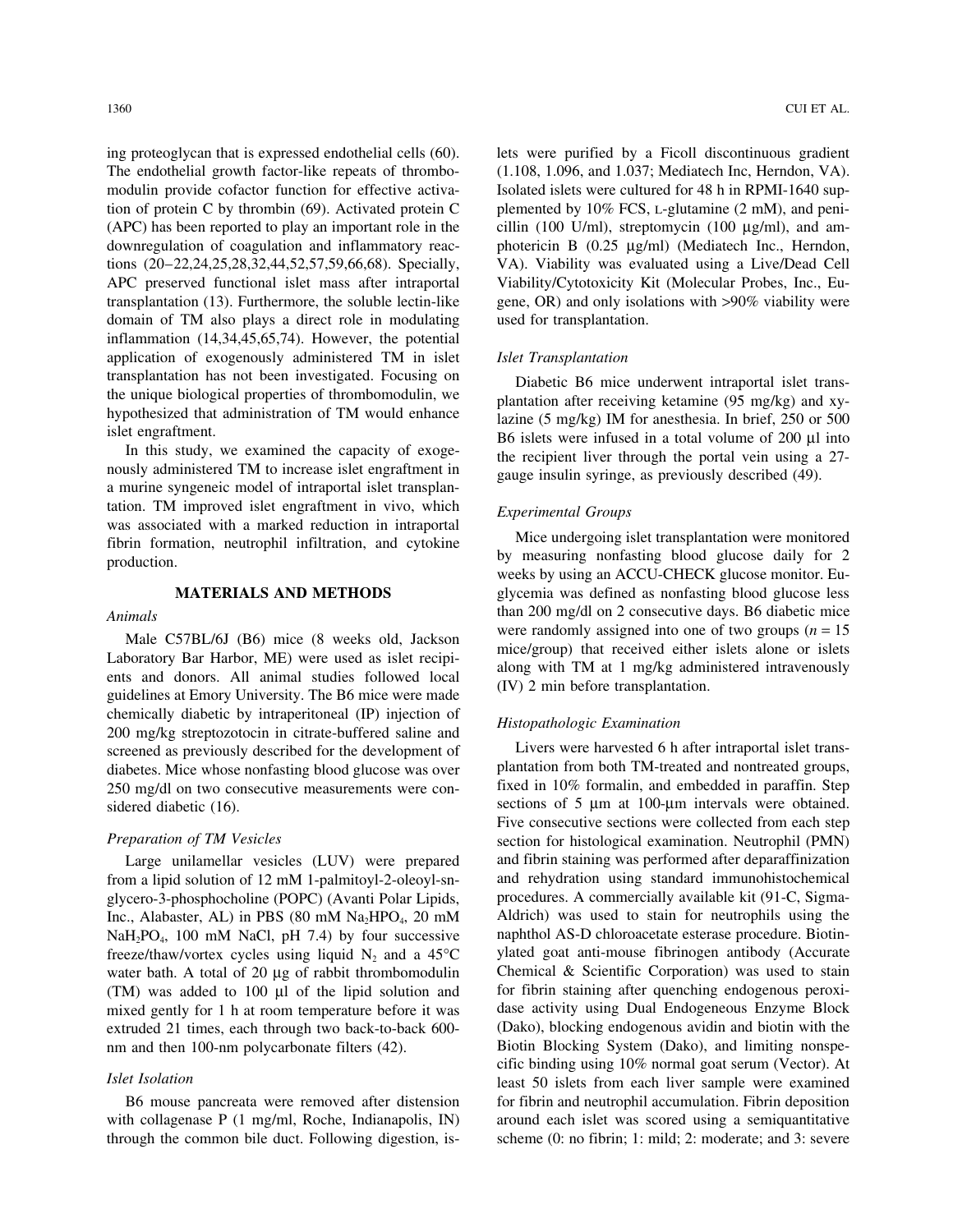ing proteoglycan that is expressed endothelial cells (60). The endothelial growth factor-like repeats of thrombomodulin provide cofactor function for effective activation of protein C by thrombin (69). Activated protein C (APC) has been reported to play an important role in the downregulation of coagulation and inflammatory reactions (20–22,24,25,28,32,44,52,57,59,66,68). Specially, APC preserved functional islet mass after intraportal transplantation (13). Furthermore, the soluble lectin-like domain of TM also plays a direct role in modulating inflammation (14,34,45,65,74). However, the potential application of exogenously administered TM in islet transplantation has not been investigated. Focusing on the unique biological properties of thrombomodulin, we hypothesized that administration of TM would enhance islet engraftment.

In this study, we examined the capacity of exogenously administered TM to increase islet engraftment in a murine syngeneic model of intraportal islet transplantation. TM improved islet engraftment in vivo, which was associated with a marked reduction in intraportal fibrin formation, neutrophil infiltration, and cytokine production.

## MATERIALS AND METHODS

### *Animals*

Male C57BL/6J (B6) mice (8 weeks old, Jackson Laboratory Bar Harbor, ME) were used as islet recipients and donors. All animal studies followed local guidelines at Emory University. The B6 mice were made chemically diabetic by intraperitoneal (IP) injection of 200 mg/kg streptozotocin in citrate-buffered saline and screened as previously described for the development of diabetes. Mice whose nonfasting blood glucose was over 250 mg/dl on two consecutive measurements were considered diabetic (16).

### *Preparation of TM Vesicles*

Large unilamellar vesicles (LUV) were prepared from a lipid solution of 12 mM 1-palmitoyl-2-oleoyl-sn-glycero-3-phosphocholine (POPC) (Avanti Polar Lipids, Inc., Alabaster, AL) in PBS (80 mM $Na_2HPO_4$, 20 mM $NaH_2PO_4$, 100 mM NaCl, pH 7.4) by four successive freeze/thaw/vortex cycles using liquid $N_2$ and a 45°C water bath. A total of 20 µg of rabbit thrombomodulin (TM) was added to 100 µl of the lipid solution and mixed gently for 1 h at room temperature before it was extruded 21 times, each through two back-to-back 600-nm and then 100-nm polycarbonate filters (42).

### *Islet Isolation*

B6 mouse pancreata were removed after distension with collagenase P (1 mg/ml, Roche, Indianapolis, IN) through the common bile duct. Following digestion, islets were purified by a Ficoll discontinuous gradient (1.108, 1.096, and 1.037; Mediatech Inc, Herndon, VA). Isolated islets were cultured for 48 h in RPMI-1640 supplemented by 10% FCS, L-glutamine (2 mM), and penicillin (100 U/ml), streptomycin (100 µg/ml), and amphotericin B (0.25 µg/ml) (Mediatech Inc., Herndon, VA). Viability was evaluated using a Live/Dead Cell Viability/Cytotoxicity Kit (Molecular Probes, Inc., Eugene, OR) and only isolations with >90% viability were used for transplantation.

### *Islet Transplantation*

Diabetic B6 mice underwent intraportal islet transplantation after receiving ketamine (95 mg/kg) and xylazine (5 mg/kg) IM for anesthesia. In brief, 250 or 500 B6 islets were infused in a total volume of 200 µl into the recipient liver through the portal vein using a 27-gauge insulin syringe, as previously described (49).

### *Experimental Groups*

Mice undergoing islet transplantation were monitored by measuring nonfasting blood glucose daily for 2 weeks by using an ACCU-CHECK glucose monitor. Euglycemia was defined as nonfasting blood glucose less than 200 mg/dl on 2 consecutive days. B6 diabetic mice were randomly assigned into one of two groups ($n = 15$ mice/group) that received either islets alone or islets along with TM at 1 mg/kg administered intravenously (IV) 2 min before transplantation.

### *Histopathologic Examination*

Livers were harvested 6 h after intraportal islet transplantation from both TM-treated and nontreated groups, fixed in 10% formalin, and embedded in paraffin. Step sections of 5 µm at 100-µm intervals were obtained. Five consecutive sections were collected from each step section for histological examination. Neutrophil (PMN) and fibrin staining was performed after deparaffinization and rehydration using standard immunohistochemical procedures. A commercially available kit (91-C, Sigma-Aldrich) was used to stain for neutrophils using the naphthol AS-D chloroacetate esterase procedure. Biotinylated goat anti-mouse fibrinogen antibody (Accurate Chemical & Scientific Corporation) was used to stain for fibrin staining after quenching endogenous peroxidase activity using Dual Endogeneous Enzyme Block (Dako), blocking endogenous avidin and biotin with the Biotin Blocking System (Dako), and limiting nonspecific binding using 10% normal goat serum (Vector). At least 50 islets from each liver sample were examined for fibrin and neutrophil accumulation. Fibrin deposition around each islet was scored using a semiquantitative scheme (0: no fibrin; 1: mild; 2: moderate; and 3: severe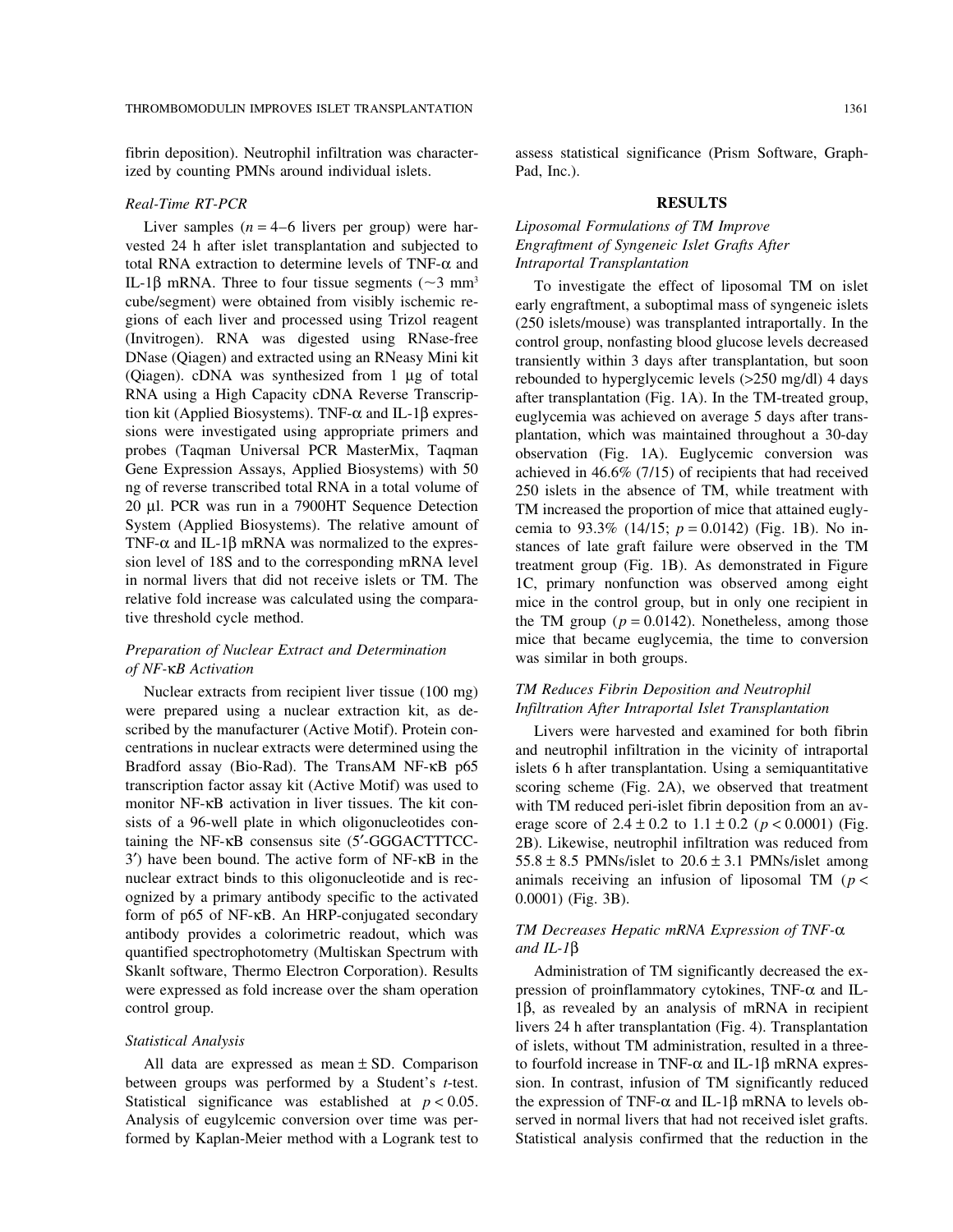fibrin deposition). Neutrophil infiltration was characterized by counting PMNs around individual islets.

### *Real-Time RT-PCR*

Liver samples ($n = 4$–6 livers per group) were harvested 24 h after islet transplantation and subjected to total RNA extraction to determine levels of TNF-α and IL-1β mRNA. Three to four tissue segments (~3 $mm^3$ cube/segment) were obtained from visibly ischemic regions of each liver and processed using Trizol reagent (Invitrogen). RNA was digested using RNase-free DNase (Qiagen) and extracted using an RNeasy Mini kit (Qiagen). cDNA was synthesized from 1 μg of total RNA using a High Capacity cDNA Reverse Transcription kit (Applied Biosystems). TNF-α and IL-1β expressions were investigated using appropriate primers and probes (Taqman Universal PCR MasterMix, Taqman Gene Expression Assays, Applied Biosystems) with 50 ng of reverse transcribed total RNA in a total volume of 20 μl. PCR was run in a 7900HT Sequence Detection System (Applied Biosystems). The relative amount of TNF-α and IL-1β mRNA was normalized to the expression level of 18S and to the corresponding mRNA level in normal livers that did not receive islets or TM. The relative fold increase was calculated using the comparative threshold cycle method.

### *Preparation of Nuclear Extract and Determination of NF-κB Activation*

Nuclear extracts from recipient liver tissue (100 mg) were prepared using a nuclear extraction kit, as described by the manufacturer (Active Motif). Protein concentrations in nuclear extracts were determined using the Bradford assay (Bio-Rad). The TransAM NF-κB p65 transcription factor assay kit (Active Motif) was used to monitor NF-κB activation in liver tissues. The kit consists of a 96-well plate in which oligonucleotides containing the NF-κB consensus site (5′-GGGACTTTCC-3′) have been bound. The active form of NF-κB in the nuclear extract binds to this oligonucleotide and is recognized by a primary antibody specific to the activated form of p65 of NF-κB. An HRP-conjugated secondary antibody provides a colorimetric readout, which was quantified spectrophotometry (Multiskan Spectrum with Skanlt software, Thermo Electron Corporation). Results were expressed as fold increase over the sham operation control group.

### *Statistical Analysis*

All data are expressed as mean ± SD. Comparison between groups was performed by a Student's *t*-test. Statistical significance was established at $p < 0.05$. Analysis of euglycemic conversion over time was performed by Kaplan-Meier method with a Logrank test to assess statistical significance (Prism Software, GraphPad, Inc.).

## RESULTS

### *Liposomal Formulations of TM Improve Engraftment of Syngeneic Islet Grafts After Intraportal Transplantation*

To investigate the effect of liposomal TM on islet early engraftment, a suboptimal mass of syngeneic islets (250 islets/mouse) was transplanted intraportally. In the control group, nonfasting blood glucose levels decreased transiently within 3 days after transplantation, but soon rebounded to hyperglycemic levels (>250 mg/dl) 4 days after transplantation (Fig. 1A). In the TM-treated group, euglycemia was achieved on average 5 days after transplantation, which was maintained throughout a 30-day observation (Fig. 1A). Euglycemic conversion was achieved in 46.6% (7/15) of recipients that had received 250 islets in the absence of TM, while treatment with TM increased the proportion of mice that attained euglycemia to 93.3% (14/15; $p = 0.0142$) (Fig. 1B). No instances of late graft failure were observed in the TM treatment group (Fig. 1B). As demonstrated in Figure 1C, primary nonfunction was observed among eight mice in the control group, but in only one recipient in the TM group ($p = 0.0142$). Nonetheless, among those mice that became euglycemia, the time to conversion was similar in both groups.

### *TM Reduces Fibrin Deposition and Neutrophil Infiltration After Intraportal Islet Transplantation*

Livers were harvested and examined for both fibrin and neutrophil infiltration in the vicinity of intraportal islets 6 h after transplantation. Using a semiquantitative scoring scheme (Fig. 2A), we observed that treatment with TM reduced peri-islet fibrin deposition from an average score of 2.4 ± 0.2 to 1.1 ± 0.2 ($p < 0.0001$) (Fig. 2B). Likewise, neutrophil infiltration was reduced from 55.8 ± 8.5 PMNs/islet to 20.6 ± 3.1 PMNs/islet among animals receiving an infusion of liposomal TM ($p < 0.0001$) (Fig. 3B).

### *TM Decreases Hepatic mRNA Expression of TNF-α and IL-1β*

Administration of TM significantly decreased the expression of proinflammatory cytokines, TNF-α and IL-1β, as revealed by an analysis of mRNA in recipient livers 24 h after transplantation (Fig. 4). Transplantation of islets, without TM administration, resulted in a three- to fourfold increase in TNF-α and IL-1β mRNA expression. In contrast, infusion of TM significantly reduced the expression of TNF-α and IL-1β mRNA to levels observed in normal livers that had not received islet grafts. Statistical analysis confirmed that the reduction in the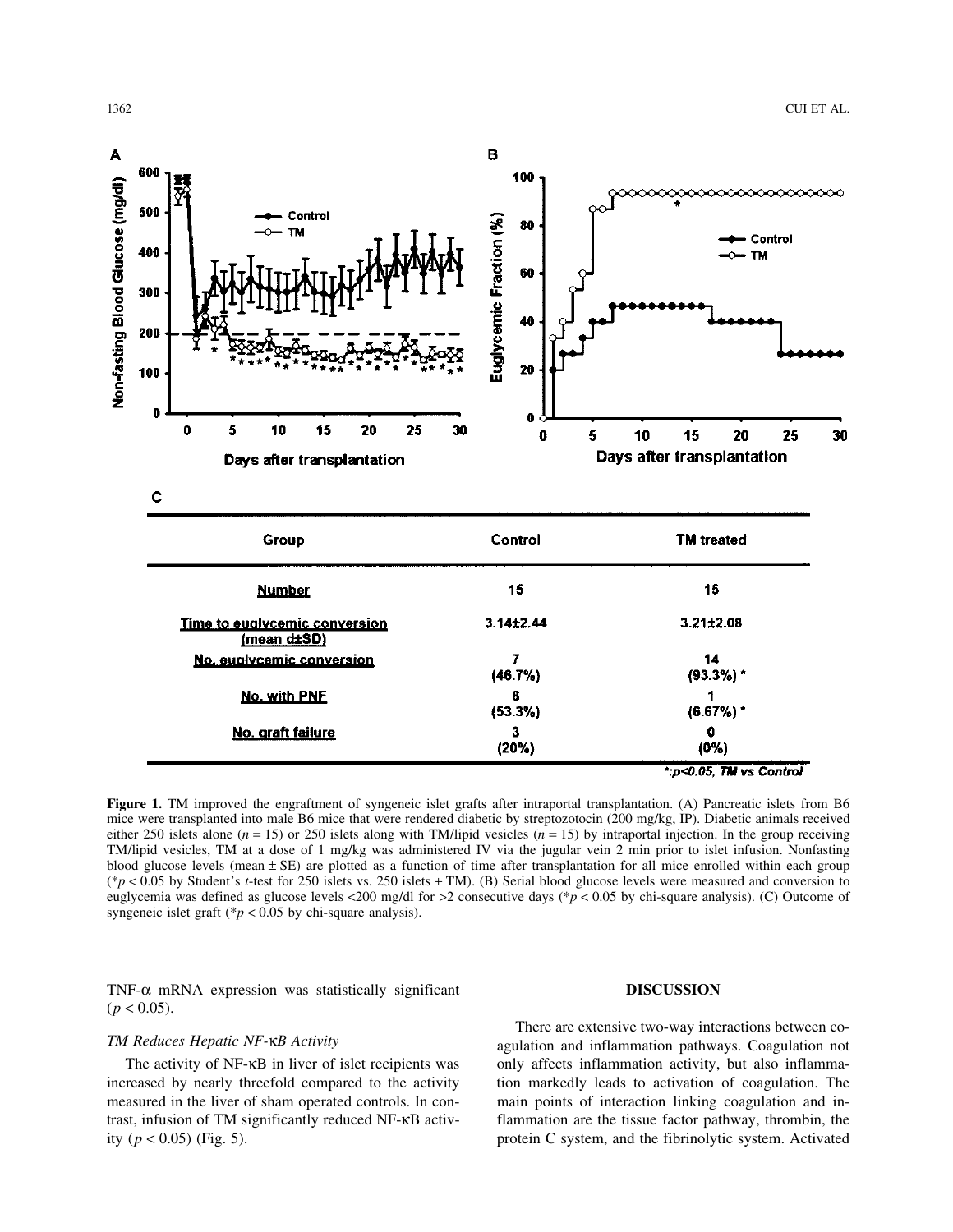**C**

| Group | Control | TM treated |
|---|---|---|
| Number | 15 | 15 |
| Time to euglycemic conversion (mean ±SD) | 3.14±2.44 | 3.21±2.08 |
| No. euglycemic conversion | 7 (46.7%) | 14 (93.3%) * |
| No. with PNF | 8 (53.3%) | 1 (6.67%) * |
| No. graft failure | 3 (20%) | 0 (0%) |

*:p<0.05, TM vs Control

**Figure 1.** TM improved the engraftment of syngeneic islet grafts after intraportal transplantation. (A) Pancreatic islets from B6 mice were transplanted into male B6 mice that were rendered diabetic by streptozotocin (200 mg/kg, IP). Diabetic animals received either 250 islets alone ($n = 15$) or 250 islets along with TM/lipid vesicles ($n = 15$) by intraportal injection. In the group receiving TM/lipid vesicles, TM at a dose of 1 mg/kg was administered IV via the jugular vein 2 min prior to islet infusion. Nonfasting blood glucose levels (mean ± SE) are plotted as a function of time after transplantation for all mice enrolled within each group (*$p < 0.05$ by Student's *t*-test for 250 islets vs. 250 islets + TM). (B) Serial blood glucose levels were measured and conversion to euglycemia was defined as glucose levels <200 mg/dl for >2 consecutive days (*$p < 0.05$ by chi-square analysis). (C) Outcome of syngeneic islet graft (*$p < 0.05$ by chi-square analysis).

TNF-α mRNA expression was statistically significant ($p < 0.05$).

### *TM Reduces Hepatic NF-κB Activity*

The activity of NF-κB in liver of islet recipients was increased by nearly threefold compared to the activity measured in the liver of sham operated controls. In contrast, infusion of TM significantly reduced NF-κB activity ($p < 0.05$) (Fig. 5).

## DISCUSSION

There are extensive two-way interactions between coagulation and inflammation pathways. Coagulation not only affects inflammation activity, but also inflammation markedly leads to activation of coagulation. The main points of interaction linking coagulation and inflammation are the tissue factor pathway, thrombin, the protein C system, and the fibrinolytic system. Activated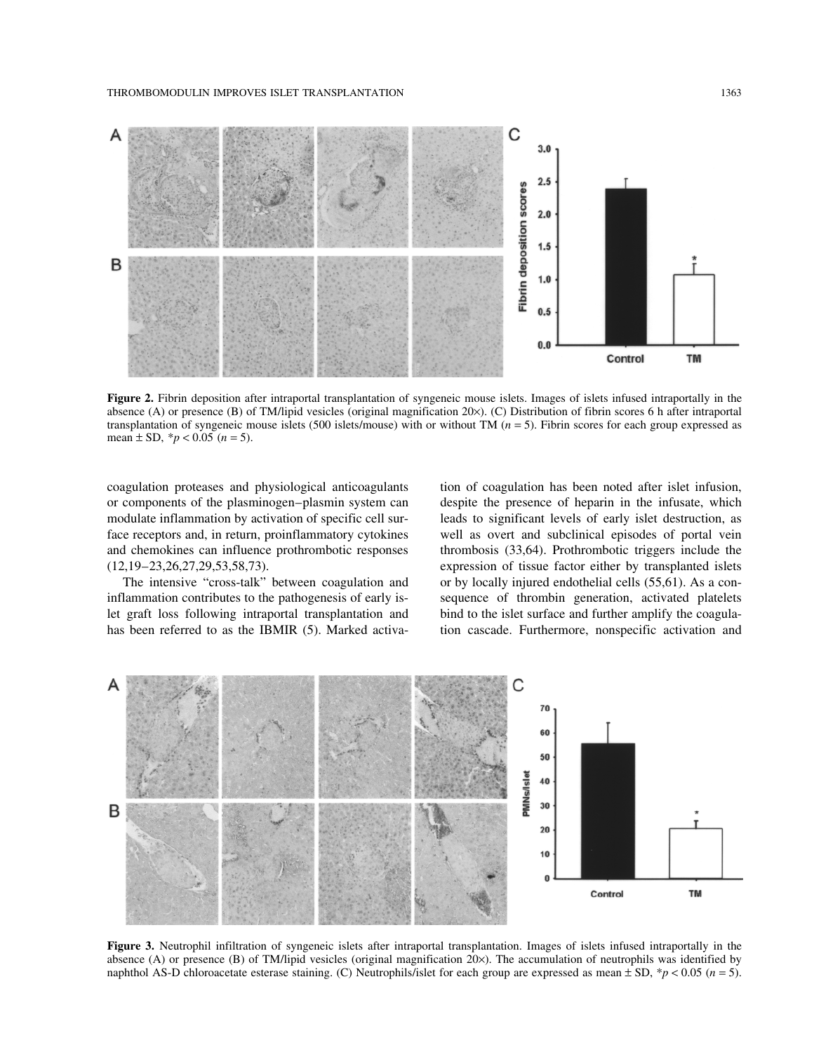**Figure 2.** Fibrin deposition after intraportal transplantation of syngeneic mouse islets. Images of islets infused intraportally in the absence (A) or presence (B) of TM/lipid vesicles (original magnification 20×). (C) Distribution of fibrin scores 6 h after intraportal transplantation of syngeneic mouse islets (500 islets/mouse) with or without TM ($n = 5$). Fibrin scores for each group expressed as mean ± SD, $^*p < 0.05$ ($n = 5$).

coagulation proteases and physiological anticoagulants or components of the plasminogen–plasmin system can modulate inflammation by activation of specific cell surface receptors and, in return, proinflammatory cytokines and chemokines can influence prothrombotic responses (12,19–23,26,27,29,53,58,73).

The intensive "cross-talk" between coagulation and inflammation contributes to the pathogenesis of early islet graft loss following intraportal transplantation and has been referred to as the IBMIR (5). Marked activation of coagulation has been noted after islet infusion, despite the presence of heparin in the infusate, which leads to significant levels of early islet destruction, as well as overt and subclinical episodes of portal vein thrombosis (33,64). Prothrombotic triggers include the expression of tissue factor either by transplanted islets or by locally injured endothelial cells (55,61). As a consequence of thrombin generation, activated platelets bind to the islet surface and further amplify the coagulation cascade. Furthermore, nonspecific activation and

**Figure 3.** Neutrophil infiltration of syngeneic islets after intraportal transplantation. Images of islets infused intraportally in the absence (A) or presence (B) of TM/lipid vesicles (original magnification 20×). The accumulation of neutrophils was identified by naphthol AS-D chloroacetate esterase staining. (C) Neutrophils/islet for each group are expressed as mean ± SD, $^*p < 0.05$ ($n = 5$).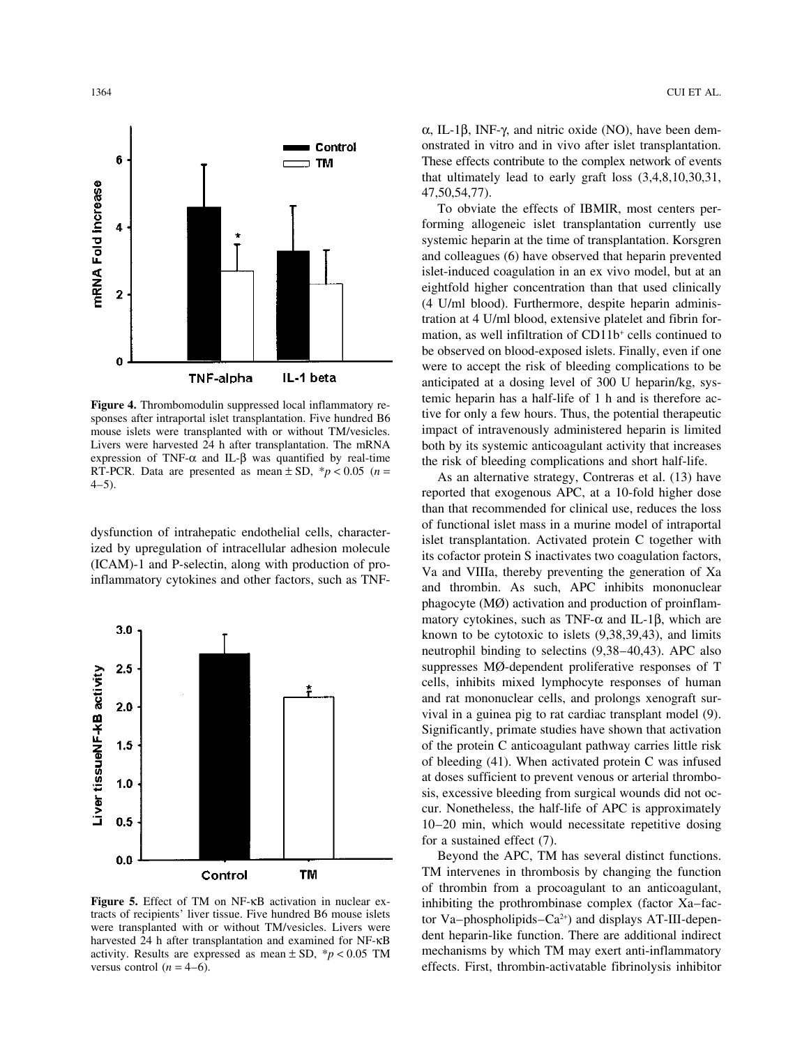**Figure 4.** Thrombomodulin suppressed local inflammatory responses after intraportal islet transplantation. Five hundred B6 mouse islets were transplanted with or without TM/vesicles. Livers were harvested 24 h after transplantation. The mRNA expression of TNF-α and IL-β was quantified by real-time RT-PCR. Data are presented as mean ± SD, $*p < 0.05$ ($n$ = 4–5).

dysfunction of intrahepatic endothelial cells, characterized by upregulation of intracellular adhesion molecule (ICAM)-1 and P-selectin, along with production of proinflammatory cytokines and other factors, such as TNF-α, IL-1β, INF-γ, and nitric oxide (NO), have been demonstrated in vitro and in vivo after islet transplantation. These effects contribute to the complex network of events that ultimately lead to early graft loss (3,4,8,10,30,31, 47,50,54,77).

**Figure 5.** Effect of TM on NF-κB activation in nuclear extracts of recipients' liver tissue. Five hundred B6 mouse islets were transplanted with or without TM/vesicles. Livers were harvested 24 h after transplantation and examined for NF-κB activity. Results are expressed as mean ± SD, $*p < 0.05$ TM versus control ($n$ = 4–6).

To obviate the effects of IBMIR, most centers performing allogeneic islet transplantation currently use systemic heparin at the time of transplantation. Korsgren and colleagues (6) have observed that heparin prevented islet-induced coagulation in an ex vivo model, but at an eightfold higher concentration than that used clinically (4 U/ml blood). Furthermore, despite heparin administration at 4 U/ml blood, extensive platelet and fibrin formation, as well infiltration of CD11b$^{+}$ cells continued to be observed on blood-exposed islets. Finally, even if one were to accept the risk of bleeding complications to be anticipated at a dosing level of 300 U heparin/kg, systemic heparin has a half-life of 1 h and is therefore active for only a few hours. Thus, the potential therapeutic impact of intravenously administered heparin is limited both by its systemic anticoagulant activity that increases the risk of bleeding complications and short half-life.

As an alternative strategy, Contreras et al. (13) have reported that exogenous APC, at a 10-fold higher dose than that recommended for clinical use, reduces the loss of functional islet mass in a murine model of intraportal islet transplantation. Activated protein C together with its cofactor protein S inactivates two coagulation factors, Va and VIIIa, thereby preventing the generation of Xa and thrombin. As such, APC inhibits mononuclear phagocyte (MØ) activation and production of proinflammatory cytokines, such as TNF-α and IL-1β, which are known to be cytotoxic to islets (9,38,39,43), and limits neutrophil binding to selectins (9,38–40,43). APC also suppresses MØ-dependent proliferative responses of T cells, inhibits mixed lymphocyte responses of human and rat mononuclear cells, and prolongs xenograft survival in a guinea pig to rat cardiac transplant model (9). Significantly, primate studies have shown that activation of the protein C anticoagulant pathway carries little risk of bleeding (41). When activated protein C was infused at doses sufficient to prevent venous or arterial thrombosis, excessive bleeding from surgical wounds did not occur. Nonetheless, the half-life of APC is approximately 10–20 min, which would necessitate repetitive dosing for a sustained effect (7).

Beyond the APC, TM has several distinct functions. TM intervenes in thrombosis by changing the function of thrombin from a procoagulant to an anticoagulant, inhibiting the prothrombinase complex (factor Xa–factor Va–phospholipids–$Ca^{2+}$) and displays AT-III-dependent heparin-like function. There are additional indirect mechanisms by which TM may exert anti-inflammatory effects. First, thrombin-activatable fibrinolysis inhibitor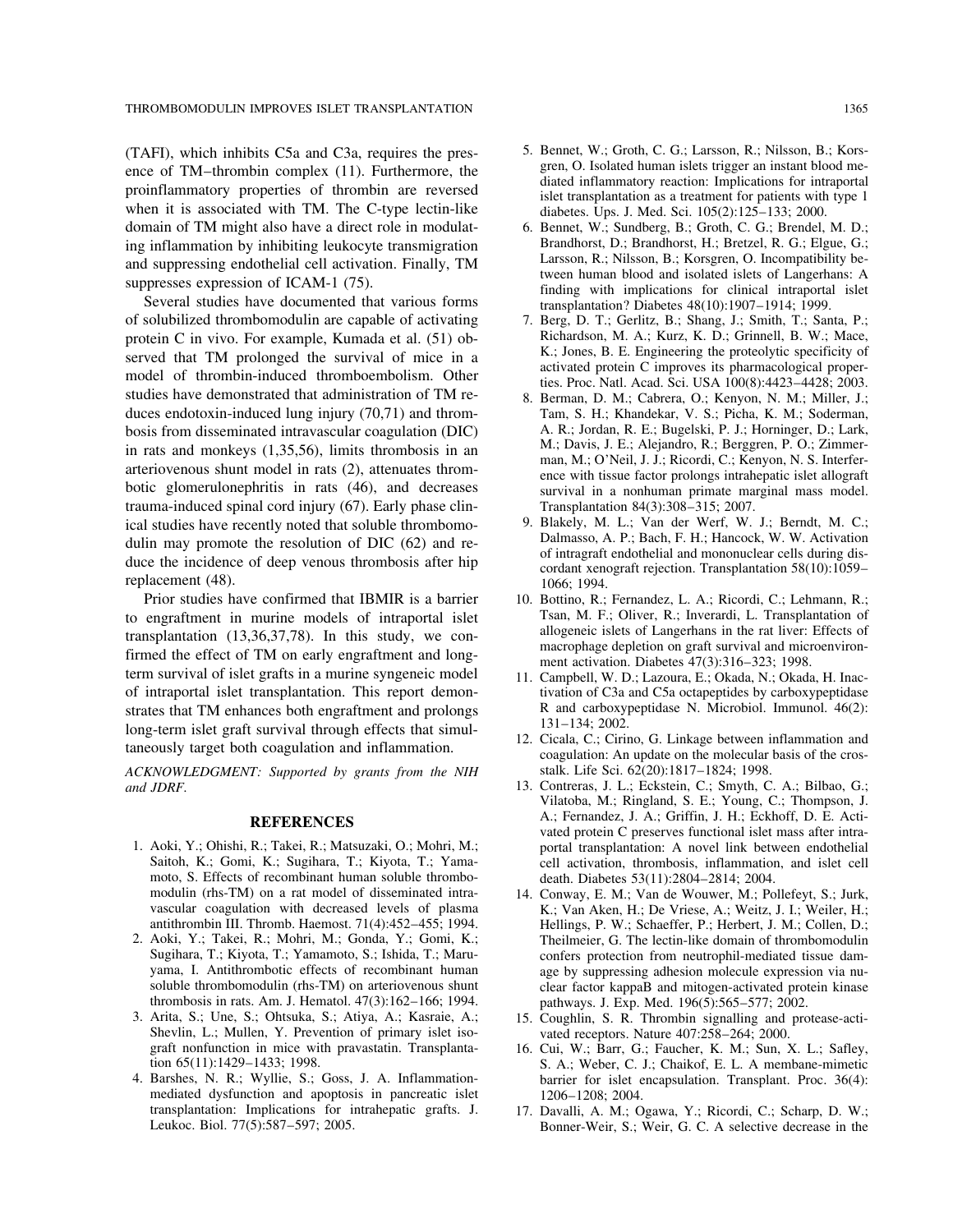(TAFI), which inhibits C5a and C3a, requires the presence of TM–thrombin complex (11). Furthermore, the proinflammatory properties of thrombin are reversed when it is associated with TM. The C-type lectin-like domain of TM might also have a direct role in modulating inflammation by inhibiting leukocyte transmigration and suppressing endothelial cell activation. Finally, TM suppresses expression of ICAM-1 (75).

Several studies have documented that various forms of solubilized thrombomodulin are capable of activating protein C in vivo. For example, Kumada et al. (51) observed that TM prolonged the survival of mice in a model of thrombin-induced thromboembolism. Other studies have demonstrated that administration of TM reduces endotoxin-induced lung injury (70,71) and thrombosis from disseminated intravascular coagulation (DIC) in rats and monkeys (1,35,56), limits thrombosis in an arteriovenous shunt model in rats (2), attenuates thrombotic glomerulonephritis in rats (46), and decreases trauma-induced spinal cord injury (67). Early phase clinical studies have recently noted that soluble thrombomodulin may promote the resolution of DIC (62) and reduce the incidence of deep venous thrombosis after hip replacement (48).

Prior studies have confirmed that IBMIR is a barrier to engraftment in murine models of intraportal islet transplantation (13,36,37,78). In this study, we confirmed the effect of TM on early engraftment and long-term survival of islet grafts in a murine syngeneic model of intraportal islet transplantation. This report demonstrates that TM enhances both engraftment and prolongs long-term islet graft survival through effects that simultaneously target both coagulation and inflammation.

*ACKNOWLEDGMENT: Supported by grants from the NIH and JDRF.*

## REFERENCES

1. Aoki, Y.; Ohishi, R.; Takei, R.; Matsuzaki, O.; Mohri, M.; Saitoh, K.; Gomi, K.; Sugihara, T.; Kiyota, T.; Yamamoto, S. Effects of recombinant human soluble thrombomodulin (rhs-TM) on a rat model of disseminated intravascular coagulation with decreased levels of plasma antithrombin III. Thromb. Haemost. 71(4):452–455; 1994.
2. Aoki, Y.; Takei, R.; Mohri, M.; Gonda, Y.; Gomi, K.; Sugihara, T.; Kiyota, T.; Yamamoto, S.; Ishida, T.; Maruyama, I. Antithrombotic effects of recombinant human soluble thrombomodulin (rhs-TM) on arteriovenous shunt thrombosis in rats. Am. J. Hematol. 47(3):162–166; 1994.
3. Arita, S.; Une, S.; Ohtsuka, S.; Atiya, A.; Kasraie, A.; Shevlin, L.; Mullen, Y. Prevention of primary islet isograft nonfunction in mice with pravastatin. Transplantation 65(11):1429–1433; 1998.
4. Barshes, N. R.; Wyllie, S.; Goss, J. A. Inflammation-mediated dysfunction and apoptosis in pancreatic islet transplantation: Implications for intrahepatic grafts. J. Leukoc. Biol. 77(5):587–597; 2005.
5. Bennet, W.; Groth, C. G.; Larsson, R.; Nilsson, B.; Korsgren, O. Isolated human islets trigger an instant blood mediated inflammatory reaction: Implications for intraportal islet transplantation as a treatment for patients with type 1 diabetes. Ups. J. Med. Sci. 105(2):125–133; 2000.
6. Bennet, W.; Sundberg, B.; Groth, C. G.; Brendel, M. D.; Brandhorst, D.; Brandhorst, H.; Bretzel, R. G.; Elgue, G.; Larsson, R.; Nilsson, B.; Korsgren, O. Incompatibility between human blood and isolated islets of Langerhans: A finding with implications for clinical intraportal islet transplantation? Diabetes 48(10):1907–1914; 1999.
7. Berg, D. T.; Gerlitz, B.; Shang, J.; Smith, T.; Santa, P.; Richardson, M. A.; Kurz, K. D.; Grinnell, B. W.; Mace, K.; Jones, B. E. Engineering the proteolytic specificity of activated protein C improves its pharmacological properties. Proc. Natl. Acad. Sci. USA 100(8):4423–4428; 2003.
8. Berman, D. M.; Cabrera, O.; Kenyon, N. M.; Miller, J.; Tam, S. H.; Khandekar, V. S.; Picha, K. M.; Soderman, A. R.; Jordan, R. E.; Bugelski, P. J.; Horninger, D.; Lark, M.; Davis, J. E.; Alejandro, R.; Berggren, P. O.; Zimmerman, M.; O'Neil, J. J.; Ricordi, C.; Kenyon, N. S. Interference with tissue factor prolongs intrahepatic islet allograft survival in a nonhuman primate marginal mass model. Transplantation 84(3):308–315; 2007.
9. Blakely, M. L.; Van der Werf, W. J.; Berndt, M. C.; Dalmasso, A. P.; Bach, F. H.; Hancock, W. W. Activation of intragraft endothelial and mononuclear cells during discordant xenograft rejection. Transplantation 58(10):1059–1066; 1994.
10. Bottino, R.; Fernandez, L. A.; Ricordi, C.; Lehmann, R.; Tsan, M. F.; Oliver, R.; Inverardi, L. Transplantation of allogeneic islets of Langerhans in the rat liver: Effects of macrophage depletion on graft survival and microenvironment activation. Diabetes 47(3):316–323; 1998.
11. Campbell, W. D.; Lazoura, E.; Okada, N.; Okada, H. Inactivation of C3a and C5a octapeptides by carboxypeptidase R and carboxypeptidase N. Microbiol. Immunol. 46(2): 131–134; 2002.
12. Cicala, C.; Cirino, G. Linkage between inflammation and coagulation: An update on the molecular basis of the crosstalk. Life Sci. 62(20):1817–1824; 1998.
13. Contreras, J. L.; Eckstein, C.; Smyth, C. A.; Bilbao, G.; Vilatoba, M.; Ringland, S. E.; Young, C.; Thompson, J. A.; Fernandez, J. A.; Griffin, J. H.; Eckhoff, D. E. Activated protein C preserves functional islet mass after intraportal transplantation: A novel link between endothelial cell activation, thrombosis, inflammation, and islet cell death. Diabetes 53(11):2804–2814; 2004.
14. Conway, E. M.; Van de Wouwer, M.; Pollefeyt, S.; Jurk, K.; Van Aken, H.; De Vriese, A.; Weitz, J. I.; Weiler, H.; Hellings, P. W.; Schaeffer, P.; Herbert, J. M.; Collen, D.; Theilmeier, G. The lectin-like domain of thrombomodulin confers protection from neutrophil-mediated tissue damage by suppressing adhesion molecule expression via nuclear factor kappaB and mitogen-activated protein kinase pathways. J. Exp. Med. 196(5):565–577; 2002.
15. Coughlin, S. R. Thrombin signalling and protease-activated receptors. Nature 407:258–264; 2000.
16. Cui, W.; Barr, G.; Faucher, K. M.; Sun, X. L.; Safley, S. A.; Weber, C. J.; Chaikof, E. L. A membane-mimetic barrier for islet encapsulation. Transplant. Proc. 36(4): 1206–1208; 2004.
17. Davalli, A. M.; Ogawa, Y.; Ricordi, C.; Scharp, D. W.; Bonner-Weir, S.; Weir, G. C. A selective decrease in the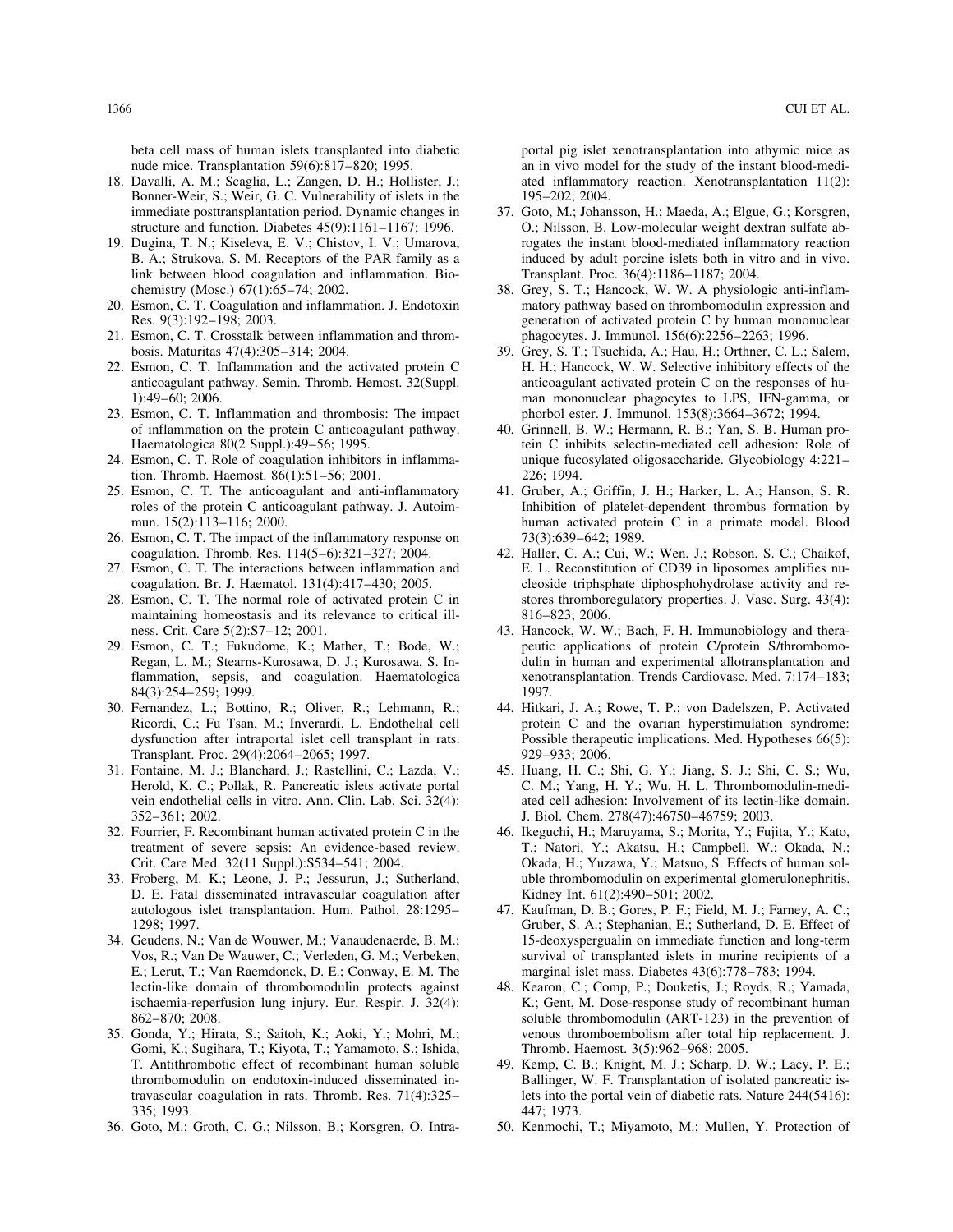beta cell mass of human islets transplanted into diabetic nude mice. Transplantation 59(6):817–820; 1995.

18. Davalli, A. M.; Scaglia, L.; Zangen, D. H.; Hollister, J.; Bonner-Weir, S.; Weir, G. C. Vulnerability of islets in the immediate posttransplantation period. Dynamic changes in structure and function. Diabetes 45(9):1161–1167; 1996.
19. Dugina, T. N.; Kiseleva, E. V.; Chistov, I. V.; Umarova, B. A.; Strukova, S. M. Receptors of the PAR family as a link between blood coagulation and inflammation. Biochemistry (Mosc.) 67(1):65–74; 2002.
20. Esmon, C. T. Coagulation and inflammation. J. Endotoxin Res. 9(3):192–198; 2003.
21. Esmon, C. T. Crosstalk between inflammation and thrombosis. Maturitas 47(4):305–314; 2004.
22. Esmon, C. T. Inflammation and the activated protein C anticoagulant pathway. Semin. Thromb. Hemost. 32(Suppl. 1):49–60; 2006.
23. Esmon, C. T. Inflammation and thrombosis: The impact of inflammation on the protein C anticoagulant pathway. Haematologica 80(2 Suppl.):49–56; 1995.
24. Esmon, C. T. Role of coagulation inhibitors in inflammation. Thromb. Haemost. 86(1):51–56; 2001.
25. Esmon, C. T. The anticoagulant and anti-inflammatory roles of the protein C anticoagulant pathway. J. Autoimmun. 15(2):113–116; 2000.
26. Esmon, C. T. The impact of the inflammatory response on coagulation. Thromb. Res. 114(5–6):321–327; 2004.
27. Esmon, C. T. The interactions between inflammation and coagulation. Br. J. Haematol. 131(4):417–430; 2005.
28. Esmon, C. T. The normal role of activated protein C in maintaining homeostasis and its relevance to critical illness. Crit. Care 5(2):S7–12; 2001.
29. Esmon, C. T.; Fukudome, K.; Mather, T.; Bode, W.; Regan, L. M.; Stearns-Kurosawa, D. J.; Kurosawa, S. Inflammation, sepsis, and coagulation. Haematologica 84(3):254–259; 1999.
30. Fernandez, L.; Bottino, R.; Oliver, R.; Lehmann, R.; Ricordi, C.; Fu Tsan, M.; Inverardi, L. Endothelial cell dysfunction after intraportal islet cell transplant in rats. Transplant. Proc. 29(4):2064–2065; 1997.
31. Fontaine, M. J.; Blanchard, J.; Rastellini, C.; Lazda, V.; Herold, K. C.; Pollak, R. Pancreatic islets activate portal vein endothelial cells in vitro. Ann. Clin. Lab. Sci. 32(4): 352–361; 2002.
32. Fourrier, F. Recombinant human activated protein C in the treatment of severe sepsis: An evidence-based review. Crit. Care Med. 32(11 Suppl.):S534–541; 2004.
33. Froberg, M. K.; Leone, J. P.; Jessurun, J.; Sutherland, D. E. Fatal disseminated intravascular coagulation after autologous islet transplantation. Hum. Pathol. 28:1295–1298; 1997.
34. Geudens, N.; Van de Wouwer, M.; Vanaudenaerde, B. M.; Vos, R.; Van De Wauwer, C.; Verleden, G. M.; Verbeken, E.; Lerut, T.; Van Raemdonck, D. E.; Conway, E. M. The lectin-like domain of thrombomodulin protects against ischaemia-reperfusion lung injury. Eur. Respir. J. 32(4): 862–870; 2008.
35. Gonda, Y.; Hirata, S.; Saitoh, K.; Aoki, Y.; Mohri, M.; Gomi, K.; Sugihara, T.; Kiyota, T.; Yamamoto, S.; Ishida, T. Antithrombotic effect of recombinant human soluble thrombomodulin on endotoxin-induced disseminated intravascular coagulation in rats. Thromb. Res. 71(4):325–335; 1993.
36. Goto, M.; Groth, C. G.; Nilsson, B.; Korsgren, O. Intraportal pig islet xenotransplantation into athymic mice as an in vivo model for the study of the instant blood-mediated inflammatory reaction. Xenotransplantation 11(2): 195–202; 2004.
37. Goto, M.; Johansson, H.; Maeda, A.; Elgue, G.; Korsgren, O.; Nilsson, B. Low-molecular weight dextran sulfate abrogates the instant blood-mediated inflammatory reaction induced by adult porcine islets both in vitro and in vivo. Transplant. Proc. 36(4):1186–1187; 2004.
38. Grey, S. T.; Hancock, W. W. A physiologic anti-inflammatory pathway based on thrombomodulin expression and generation of activated protein C by human mononuclear phagocytes. J. Immunol. 156(6):2256–2263; 1996.
39. Grey, S. T.; Tsuchida, A.; Hau, H.; Orthner, C. L.; Salem, H. H.; Hancock, W. W. Selective inhibitory effects of the anticoagulant activated protein C on the responses of human mononuclear phagocytes to LPS, IFN-gamma, or phorbol ester. J. Immunol. 153(8):3664–3672; 1994.
40. Grinnell, B. W.; Hermann, R. B.; Yan, S. B. Human protein C inhibits selectin-mediated cell adhesion: Role of unique fucosylated oligosaccharide. Glycobiology 4:221–226; 1994.
41. Gruber, A.; Griffin, J. H.; Harker, L. A.; Hanson, S. R. Inhibition of platelet-dependent thrombus formation by human activated protein C in a primate model. Blood 73(3):639–642; 1989.
42. Haller, C. A.; Cui, W.; Wen, J.; Robson, S. C.; Chaikof, E. L. Reconstitution of CD39 in liposomes amplifies nucleoside triphsphate diphosphohydrolase activity and restores thromboregulatory properties. J. Vasc. Surg. 43(4): 816–823; 2006.
43. Hancock, W. W.; Bach, F. H. Immunobiology and therapeutic applications of protein C/protein S/thrombomodulin in human and experimental allotransplantation and xenotransplantation. Trends Cardiovasc. Med. 7:174–183; 1997.
44. Hitkari, J. A.; Rowe, T. P.; von Dadelszen, P. Activated protein C and the ovarian hyperstimulation syndrome: Possible therapeutic implications. Med. Hypotheses 66(5): 929–933; 2006.
45. Huang, H. C.; Shi, G. Y.; Jiang, S. J.; Shi, C. S.; Wu, C. M.; Yang, H. Y.; Wu, H. L. Thrombomodulin-mediated cell adhesion: Involvement of its lectin-like domain. J. Biol. Chem. 278(47):46750–46759; 2003.
46. Ikeguchi, H.; Maruyama, S.; Morita, Y.; Fujita, Y.; Kato, T.; Natori, Y.; Akatsu, H.; Campbell, W.; Okada, N.; Okada, H.; Yuzawa, Y.; Matsuo, S. Effects of human soluble thrombomodulin on experimental glomerulonephritis. Kidney Int. 61(2):490–501; 2002.
47. Kaufman, D. B.; Gores, P. F.; Field, M. J.; Farney, A. C.; Gruber, S. A.; Stephanian, E.; Sutherland, D. E. Effect of 15-deoxyspergualin on immediate function and long-term survival of transplanted islets in murine recipients of a marginal islet mass. Diabetes 43(6):778–783; 1994.
48. Kearon, C.; Comp, P.; Douketis, J.; Royds, R.; Yamada, K.; Gent, M. Dose-response study of recombinant human soluble thrombomodulin (ART-123) in the prevention of venous thromboembolism after total hip replacement. J. Thromb. Haemost. 3(5):962–968; 2005.
49. Kemp, C. B.; Knight, M. J.; Scharp, D. W.; Lacy, P. E.; Ballinger, W. F. Transplantation of isolated pancreatic islets into the portal vein of diabetic rats. Nature 244(5416): 447; 1973.
50. Kenmochi, T.; Miyamoto, M.; Mullen, Y. Protection of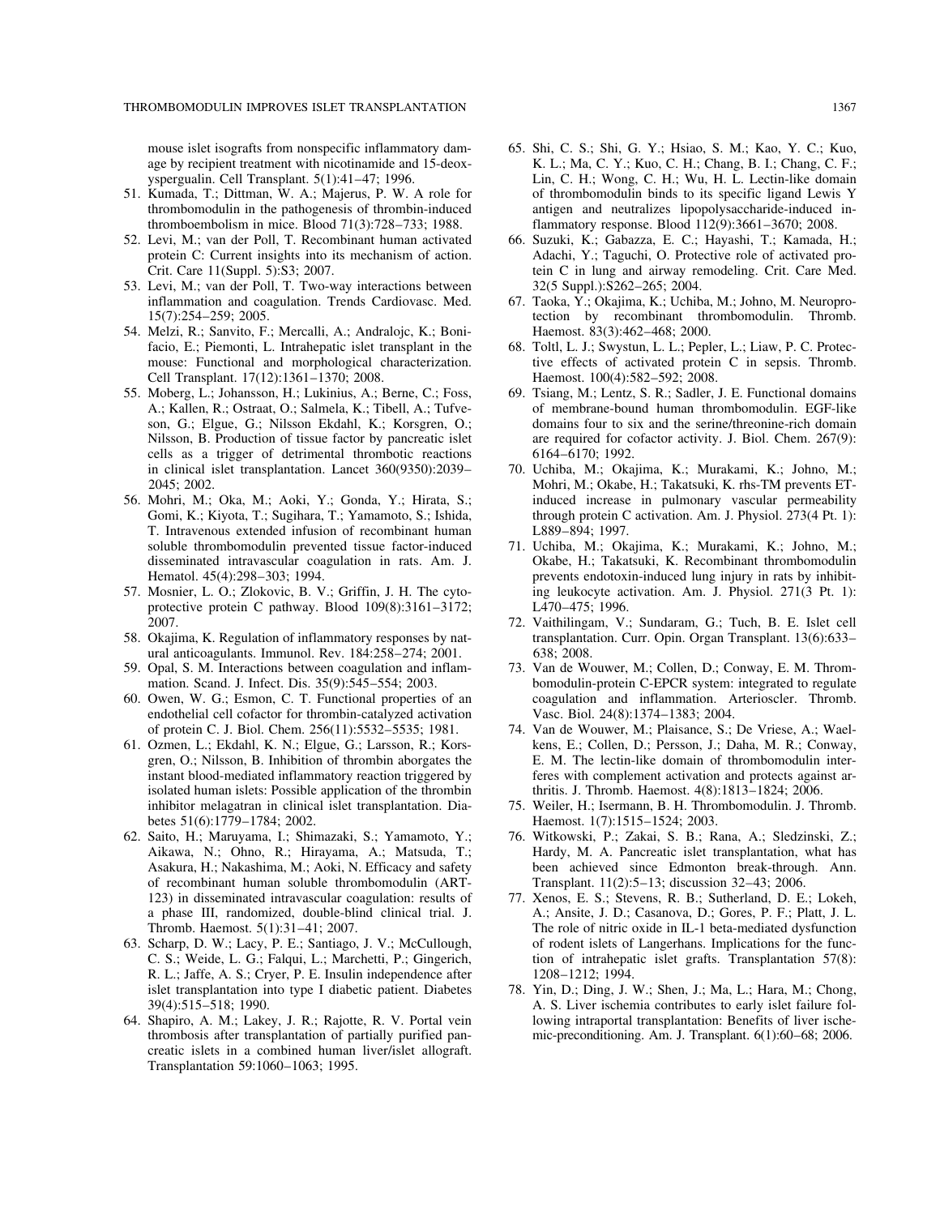mouse islet isografts from nonspecific inflammatory damage by recipient treatment with nicotinamide and 15-deoxyspergualin. Cell Transplant. 5(1):41–47; 1996.

51. Kumada, T.; Dittman, W. A.; Majerus, P. W. A role for thrombomodulin in the pathogenesis of thrombin-induced thromboembolism in mice. Blood 71(3):728–733; 1988.
52. Levi, M.; van der Poll, T. Recombinant human activated protein C: Current insights into its mechanism of action. Crit. Care 11(Suppl. 5):S3; 2007.
53. Levi, M.; van der Poll, T. Two-way interactions between inflammation and coagulation. Trends Cardiovasc. Med. 15(7):254–259; 2005.
54. Melzi, R.; Sanvito, F.; Mercalli, A.; Andralojc, K.; Bonifacio, E.; Piemonti, L. Intrahepatic islet transplant in the mouse: Functional and morphological characterization. Cell Transplant. 17(12):1361–1370; 2008.
55. Moberg, L.; Johansson, H.; Lukinius, A.; Berne, C.; Foss, A.; Kallen, R.; Ostraat, O.; Salmela, K.; Tibell, A.; Tufveson, G.; Elgue, G.; Nilsson Ekdahl, K.; Korsgren, O.; Nilsson, B. Production of tissue factor by pancreatic islet cells as a trigger of detrimental thrombotic reactions in clinical islet transplantation. Lancet 360(9350):2039–2045; 2002.
56. Mohri, M.; Oka, M.; Aoki, Y.; Gonda, Y.; Hirata, S.; Gomi, K.; Kiyota, T.; Sugihara, T.; Yamamoto, S.; Ishida, T. Intravenous extended infusion of recombinant human soluble thrombomodulin prevented tissue factor-induced disseminated intravascular coagulation in rats. Am. J. Hematol. 45(4):298–303; 1994.
57. Mosnier, L. O.; Zlokovic, B. V.; Griffin, J. H. The cytoprotective protein C pathway. Blood 109(8):3161–3172; 2007.
58. Okajima, K. Regulation of inflammatory responses by natural anticoagulants. Immunol. Rev. 184:258–274; 2001.
59. Opal, S. M. Interactions between coagulation and inflammation. Scand. J. Infect. Dis. 35(9):545–554; 2003.
60. Owen, W. G.; Esmon, C. T. Functional properties of an endothelial cell cofactor for thrombin-catalyzed activation of protein C. J. Biol. Chem. 256(11):5532–5535; 1981.
61. Ozmen, L.; Ekdahl, K. N.; Elgue, G.; Larsson, R.; Korsgren, O.; Nilsson, B. Inhibition of thrombin aborgates the instant blood-mediated inflammatory reaction triggered by isolated human islets: Possible application of the thrombin inhibitor melagatran in clinical islet transplantation. Diabetes 51(6):1779–1784; 2002.
62. Saito, H.; Maruyama, I.; Shimazaki, S.; Yamamoto, Y.; Aikawa, N.; Ohno, R.; Hirayama, A.; Matsuda, T.; Asakura, H.; Nakashima, M.; Aoki, N. Efficacy and safety of recombinant human soluble thrombomodulin (ART-123) in disseminated intravascular coagulation: results of a phase III, randomized, double-blind clinical trial. J. Thromb. Haemost. 5(1):31–41; 2007.
63. Scharp, D. W.; Lacy, P. E.; Santiago, J. V.; McCullough, C. S.; Weide, L. G.; Falqui, L.; Marchetti, P.; Gingerich, R. L.; Jaffe, A. S.; Cryer, P. E. Insulin independence after islet transplantation into type I diabetic patient. Diabetes 39(4):515–518; 1990.
64. Shapiro, A. M.; Lakey, J. R.; Rajotte, R. V. Portal vein thrombosis after transplantation of partially purified pancreatic islets in a combined human liver/islet allograft. Transplantation 59:1060–1063; 1995.
65. Shi, C. S.; Shi, G. Y.; Hsiao, S. M.; Kao, Y. C.; Kuo, K. L.; Ma, C. Y.; Kuo, C. H.; Chang, B. I.; Chang, C. F.; Lin, C. H.; Wong, C. H.; Wu, H. L. Lectin-like domain of thrombomodulin binds to its specific ligand Lewis Y antigen and neutralizes lipopolysaccharide-induced inflammatory response. Blood 112(9):3661–3670; 2008.
66. Suzuki, K.; Gabazza, E. C.; Hayashi, T.; Kamada, H.; Adachi, Y.; Taguchi, O. Protective role of activated protein C in lung and airway remodeling. Crit. Care Med. 32(5 Suppl.):S262–265; 2004.
67. Taoka, Y.; Okajima, K.; Uchiba, M.; Johno, M. Neuroprotection by recombinant thrombomodulin. Thromb. Haemost. 83(3):462–468; 2000.
68. Toltl, L. J.; Swystun, L. L.; Pepler, L.; Liaw, P. C. Protective effects of activated protein C in sepsis. Thromb. Haemost. 100(4):582–592; 2008.
69. Tsiang, M.; Lentz, S. R.; Sadler, J. E. Functional domains of membrane-bound human thrombomodulin. EGF-like domains four to six and the serine/threonine-rich domain are required for cofactor activity. J. Biol. Chem. 267(9): 6164–6170; 1992.
70. Uchiba, M.; Okajima, K.; Murakami, K.; Johno, M.; Mohri, M.; Okabe, H.; Takatsuki, K. rhs-TM prevents ET-induced increase in pulmonary vascular permeability through protein C activation. Am. J. Physiol. 273(4 Pt. 1): L889–894; 1997.
71. Uchiba, M.; Okajima, K.; Murakami, K.; Johno, M.; Okabe, H.; Takatsuki, K. Recombinant thrombomodulin prevents endotoxin-induced lung injury in rats by inhibiting leukocyte activation. Am. J. Physiol. 271(3 Pt. 1): L470–475; 1996.
72. Vaithilingam, V.; Sundaram, G.; Tuch, B. E. Islet cell transplantation. Curr. Opin. Organ Transplant. 13(6):633–638; 2008.
73. Van de Wouwer, M.; Collen, D.; Conway, E. M. Thrombomodulin-protein C-EPCR system: integrated to regulate coagulation and inflammation. Arterioscler. Thromb. Vasc. Biol. 24(8):1374–1383; 2004.
74. Van de Wouwer, M.; Plaisance, S.; De Vriese, A.; Waelkens, E.; Collen, D.; Persson, J.; Daha, M. R.; Conway, E. M. The lectin-like domain of thrombomodulin interferes with complement activation and protects against arthritis. J. Thromb. Haemost. 4(8):1813–1824; 2006.
75. Weiler, H.; Isermann, B. H. Thrombomodulin. J. Thromb. Haemost. 1(7):1515–1524; 2003.
76. Witkowski, P.; Zakai, S. B.; Rana, A.; Sledzinski, Z.; Hardy, M. A. Pancreatic islet transplantation, what has been achieved since Edmonton break-through. Ann. Transplant. 11(2):5–13; discussion 32–43; 2006.
77. Xenos, E. S.; Stevens, R. B.; Sutherland, D. E.; Lokeh, A.; Ansite, J. D.; Casanova, D.; Gores, P. F.; Platt, J. L. The role of nitric oxide in IL-1 beta-mediated dysfunction of rodent islets of Langerhans. Implications for the function of intrahepatic islet grafts. Transplantation 57(8): 1208–1212; 1994.
78. Yin, D.; Ding, J. W.; Shen, J.; Ma, L.; Hara, M.; Chong, A. S. Liver ischemia contributes to early islet failure following intraportal transplantation: Benefits of liver ischemic-preconditioning. Am. J. Transplant. 6(1):60–68; 2006.